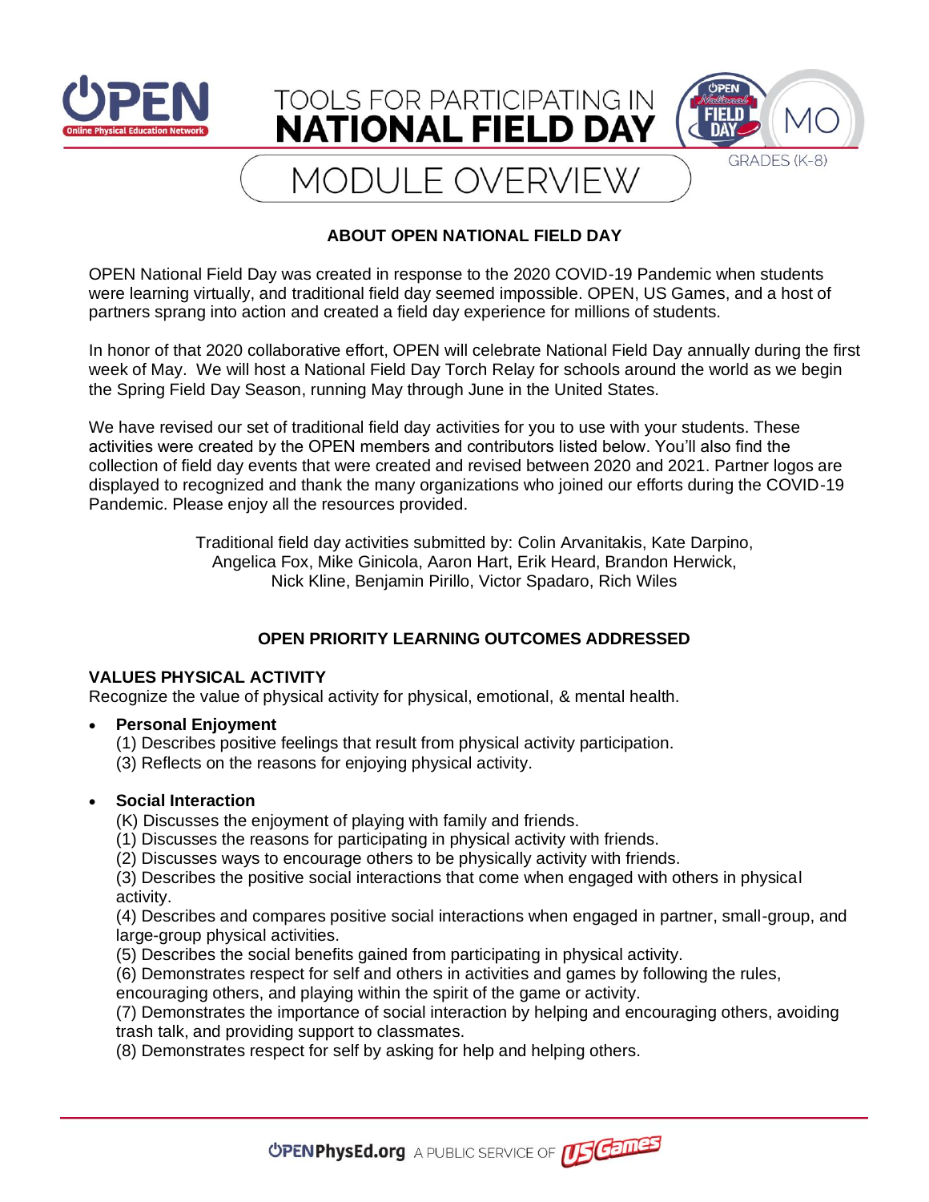# TOOLS FOR PARTICIPATING IN NATIONAL FIELD DAY

MO

GRADES (K-8)

## MODULE OVERVIEW

### ABOUT OPEN NATIONAL FIELD DAY

OPEN National Field Day was created in response to the 2020 COVID-19 Pandemic when students were learning virtually, and traditional field day seemed impossible. OPEN, US Games, and a host of partners sprang into action and created a field day experience for millions of students.

In honor of that 2020 collaborative effort, OPEN will celebrate National Field Day annually during the first week of May. We will host a National Field Day Torch Relay for schools around the world as we begin the Spring Field Day Season, running May through June in the United States.

We have revised our set of traditional field day activities for you to use with your students. These activities were created by the OPEN members and contributors listed below. You'll also find the collection of field day events that were created and revised between 2020 and 2021. Partner logos are displayed to recognized and thank the many organizations who joined our efforts during the COVID-19 Pandemic. Please enjoy all the resources provided.

Traditional field day activities submitted by: Colin Arvanitakis, Kate Darpino, Angelica Fox, Mike Ginicola, Aaron Hart, Erik Heard, Brandon Herwick, Nick Kline, Benjamin Pirillo, Victor Spadaro, Rich Wiles

### OPEN PRIORITY LEARNING OUTCOMES ADDRESSED

**VALUES PHYSICAL ACTIVITY**

Recognize the value of physical activity for physical, emotional, & mental health.

- **Personal Enjoyment**
  (1) Describes positive feelings that result from physical activity participation.
  (3) Reflects on the reasons for enjoying physical activity.

- **Social Interaction**
  (K) Discusses the enjoyment of playing with family and friends.
  (1) Discusses the reasons for participating in physical activity with friends.
  (2) Discusses ways to encourage others to be physically activity with friends.
  (3) Describes the positive social interactions that come when engaged with others in physical activity.
  (4) Describes and compares positive social interactions when engaged in partner, small-group, and large-group physical activities.
  (5) Describes the social benefits gained from participating in physical activity.
  (6) Demonstrates respect for self and others in activities and games by following the rules, encouraging others, and playing within the spirit of the game or activity.
  (7) Demonstrates the importance of social interaction by helping and encouraging others, avoiding trash talk, and providing support to classmates.
  (8) Demonstrates respect for self by asking for help and helping others.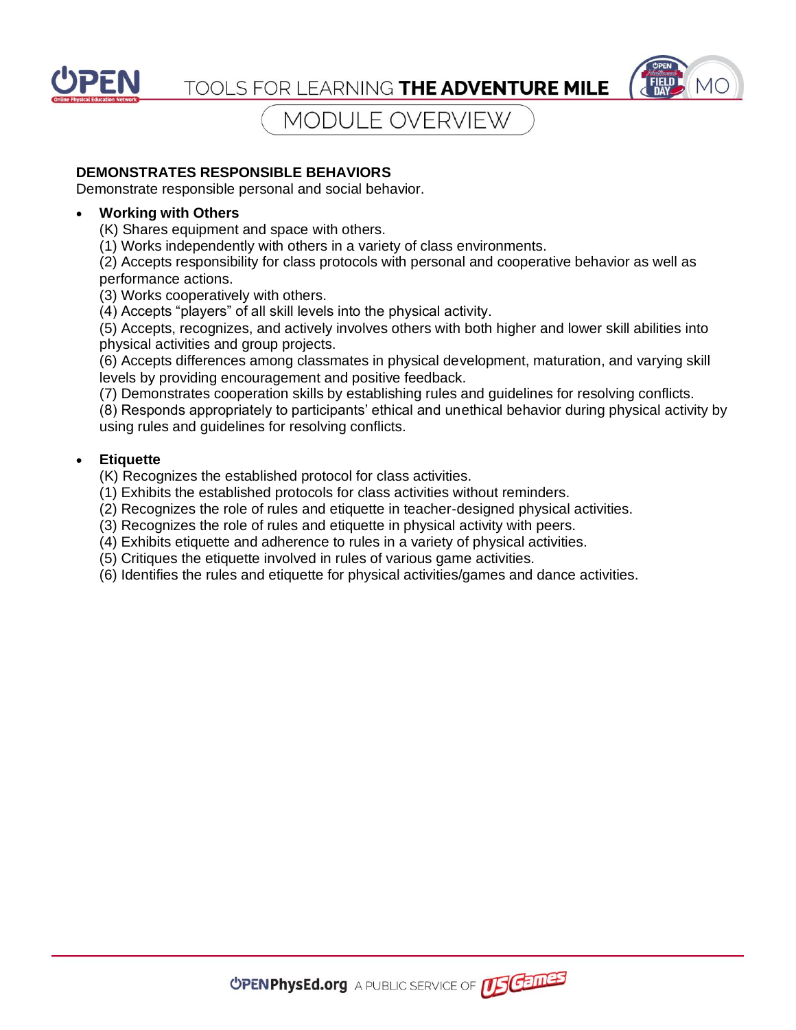## MODULE OVERVIEW

**DEMONSTRATES RESPONSIBLE BEHAVIORS**

Demonstrate responsible personal and social behavior.

- **Working with Others**
  (K) Shares equipment and space with others.
  (1) Works independently with others in a variety of class environments.
  (2) Accepts responsibility for class protocols with personal and cooperative behavior as well as performance actions.
  (3) Works cooperatively with others.
  (4) Accepts "players" of all skill levels into the physical activity.
  (5) Accepts, recognizes, and actively involves others with both higher and lower skill abilities into physical activities and group projects.
  (6) Accepts differences among classmates in physical development, maturation, and varying skill levels by providing encouragement and positive feedback.
  (7) Demonstrates cooperation skills by establishing rules and guidelines for resolving conflicts.
  (8) Responds appropriately to participants' ethical and unethical behavior during physical activity by using rules and guidelines for resolving conflicts.

- **Etiquette**
  (K) Recognizes the established protocol for class activities.
  (1) Exhibits the established protocols for class activities without reminders.
  (2) Recognizes the role of rules and etiquette in teacher-designed physical activities.
  (3) Recognizes the role of rules and etiquette in physical activity with peers.
  (4) Exhibits etiquette and adherence to rules in a variety of physical activities.
  (5) Critiques the etiquette involved in rules of various game activities.
  (6) Identifies the rules and etiquette for physical activities/games and dance activities.